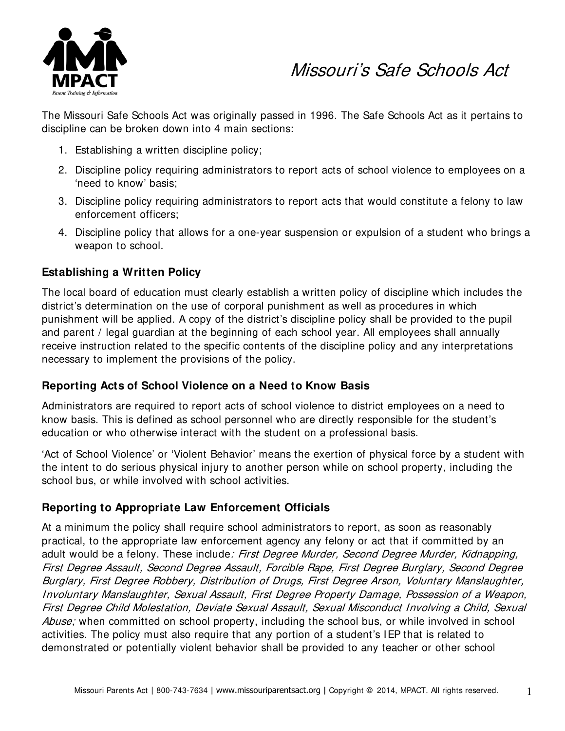# Missouri's Safe Schools Act

The Missouri Safe Schools Act was originally passed in 1996. The Safe Schools Act as it pertains to discipline can be broken down into 4 main sections:

1. Establishing a written discipline policy;
2. Discipline policy requiring administrators to report acts of school violence to employees on a 'need to know' basis;
3. Discipline policy requiring administrators to report acts that would constitute a felony to law enforcement officers;
4. Discipline policy that allows for a one-year suspension or expulsion of a student who brings a weapon to school.

## Establishing a Written Policy

The local board of education must clearly establish a written policy of discipline which includes the district's determination on the use of corporal punishment as well as procedures in which punishment will be applied. A copy of the district's discipline policy shall be provided to the pupil and parent / legal guardian at the beginning of each school year. All employees shall annually receive instruction related to the specific contents of the discipline policy and any interpretations necessary to implement the provisions of the policy.

## Reporting Acts of School Violence on a Need to Know Basis

Administrators are required to report acts of school violence to district employees on a need to know basis. This is defined as school personnel who are directly responsible for the student's education or who otherwise interact with the student on a professional basis.

'Act of School Violence' or 'Violent Behavior' means the exertion of physical force by a student with the intent to do serious physical injury to another person while on school property, including the school bus, or while involved with school activities.

## Reporting to Appropriate Law Enforcement Officials

At a minimum the policy shall require school administrators to report, as soon as reasonably practical, to the appropriate law enforcement agency any felony or act that if committed by an adult would be a felony. These include*: First Degree Murder, Second Degree Murder, Kidnapping, First Degree Assault, Second Degree Assault, Forcible Rape, First Degree Burglary, Second Degree Burglary, First Degree Robbery, Distribution of Drugs, First Degree Arson, Voluntary Manslaughter, Involuntary Manslaughter, Sexual Assault, First Degree Property Damage, Possession of a Weapon, First Degree Child Molestation, Deviate Sexual Assault, Sexual Misconduct Involving a Child, Sexual Abuse;* when committed on school property, including the school bus, or while involved in school activities. The policy must also require that any portion of a student's IEP that is related to demonstrated or potentially violent behavior shall be provided to any teacher or other school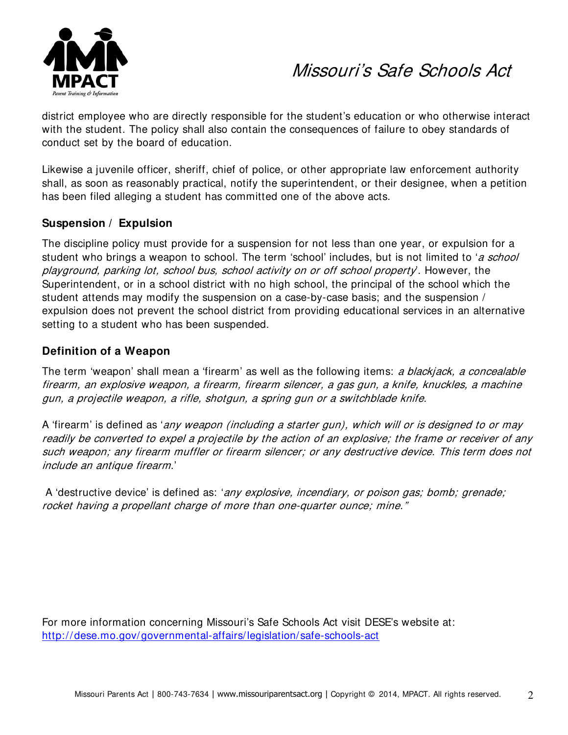district employee who are directly responsible for the student's education or who otherwise interact with the student. The policy shall also contain the consequences of failure to obey standards of conduct set by the board of education.

Likewise a juvenile officer, sheriff, chief of police, or other appropriate law enforcement authority shall, as soon as reasonably practical, notify the superintendent, or their designee, when a petition has been filed alleging a student has committed one of the above acts.

### Suspension / Expulsion

The discipline policy must provide for a suspension for not less than one year, or expulsion for a student who brings a weapon to school. The term 'school' includes, but is not limited to '*a school playground, parking lot, school bus, school activity on or off school property*'. However, the Superintendent, or in a school district with no high school, the principal of the school which the student attends may modify the suspension on a case-by-case basis; and the suspension / expulsion does not prevent the school district from providing educational services in an alternative setting to a student who has been suspended.

### Definition of a Weapon

The term 'weapon' shall mean a 'firearm' as well as the following items: *a blackjack, a concealable firearm, an explosive weapon, a firearm, firearm silencer, a gas gun, a knife, knuckles, a machine gun, a projectile weapon, a rifle, shotgun, a spring gun or a switchblade knife*.

A 'firearm' is defined as '*any weapon (including a starter gun), which will or is designed to or may readily be converted to expel a projectile by the action of an explosive; the frame or receiver of any such weapon; any firearm muffler or firearm silencer; or any destructive device. This term does not include an antique firearm*.'

A 'destructive device' is defined as: '*any explosive, incendiary, or poison gas; bomb; grenade; rocket having a propellant charge of more than one-quarter ounce; mine."*

For more information concerning Missouri's Safe Schools Act visit DESE's website at:
http://dese.mo.gov/governmental-affairs/legislation/safe-schools-act